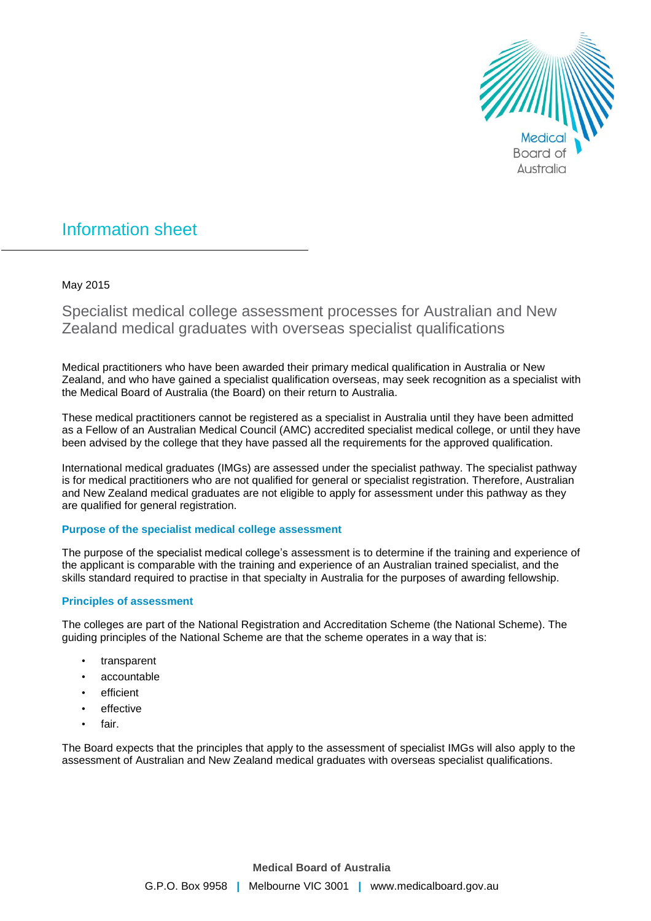# Information sheet

May 2015

## Specialist medical college assessment processes for Australian and New Zealand medical graduates with overseas specialist qualifications

Medical practitioners who have been awarded their primary medical qualification in Australia or New Zealand, and who have gained a specialist qualification overseas, may seek recognition as a specialist with the Medical Board of Australia (the Board) on their return to Australia.

These medical practitioners cannot be registered as a specialist in Australia until they have been admitted as a Fellow of an Australian Medical Council (AMC) accredited specialist medical college, or until they have been advised by the college that they have passed all the requirements for the approved qualification.

International medical graduates (IMGs) are assessed under the specialist pathway. The specialist pathway is for medical practitioners who are not qualified for general or specialist registration. Therefore, Australian and New Zealand medical graduates are not eligible to apply for assessment under this pathway as they are qualified for general registration.

### Purpose of the specialist medical college assessment

The purpose of the specialist medical college's assessment is to determine if the training and experience of the applicant is comparable with the training and experience of an Australian trained specialist, and the skills standard required to practise in that specialty in Australia for the purposes of awarding fellowship.

### Principles of assessment

The colleges are part of the National Registration and Accreditation Scheme (the National Scheme). The guiding principles of the National Scheme are that the scheme operates in a way that is:

- transparent
- accountable
- efficient
- effective
- fair.

The Board expects that the principles that apply to the assessment of specialist IMGs will also apply to the assessment of Australian and New Zealand medical graduates with overseas specialist qualifications.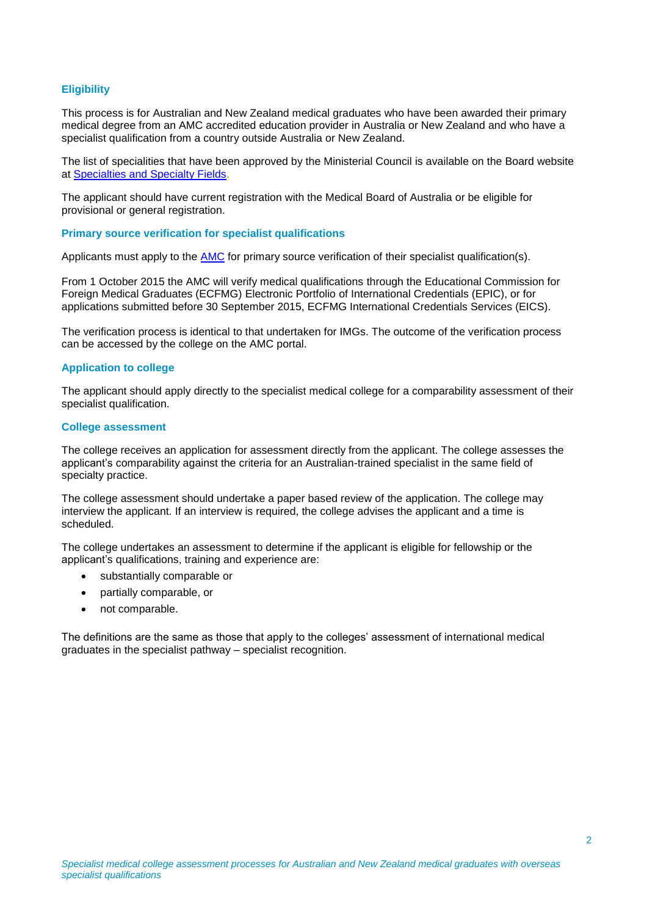## Eligibility

This process is for Australian and New Zealand medical graduates who have been awarded their primary medical degree from an AMC accredited education provider in Australia or New Zealand and who have a specialist qualification from a country outside Australia or New Zealand.

The list of specialities that have been approved by the Ministerial Council is available on the Board website at [Specialties and Specialty Fields](Specialties and Specialty Fields).

The applicant should have current registration with the Medical Board of Australia or be eligible for provisional or general registration.

## Primary source verification for specialist qualifications

Applicants must apply to the [AMC](AMC) for primary source verification of their specialist qualification(s).

From 1 October 2015 the AMC will verify medical qualifications through the Educational Commission for Foreign Medical Graduates (ECFMG) Electronic Portfolio of International Credentials (EPIC), or for applications submitted before 30 September 2015, ECFMG International Credentials Services (EICS).

The verification process is identical to that undertaken for IMGs. The outcome of the verification process can be accessed by the college on the AMC portal.

## Application to college

The applicant should apply directly to the specialist medical college for a comparability assessment of their specialist qualification.

## College assessment

The college receives an application for assessment directly from the applicant. The college assesses the applicant's comparability against the criteria for an Australian-trained specialist in the same field of specialty practice.

The college assessment should undertake a paper based review of the application. The college may interview the applicant. If an interview is required, the college advises the applicant and a time is scheduled.

The college undertakes an assessment to determine if the applicant is eligible for fellowship or the applicant's qualifications, training and experience are:

- substantially comparable or
- partially comparable, or
- not comparable.

The definitions are the same as those that apply to the colleges' assessment of international medical graduates in the specialist pathway – specialist recognition.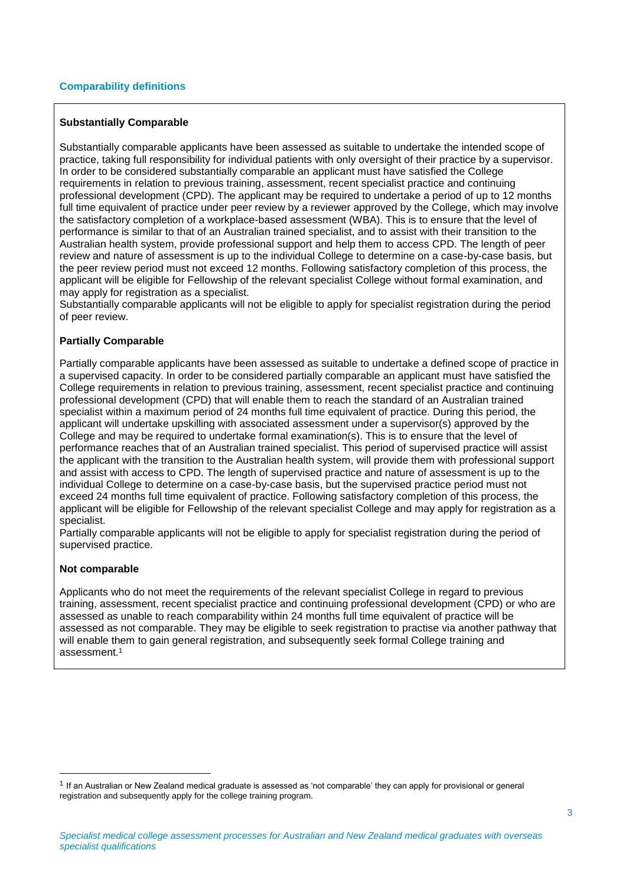## Comparability definitions

**Substantially Comparable**

Substantially comparable applicants have been assessed as suitable to undertake the intended scope of practice, taking full responsibility for individual patients with only oversight of their practice by a supervisor. In order to be considered substantially comparable an applicant must have satisfied the College requirements in relation to previous training, assessment, recent specialist practice and continuing professional development (CPD). The applicant may be required to undertake a period of up to 12 months full time equivalent of practice under peer review by a reviewer approved by the College, which may involve the satisfactory completion of a workplace-based assessment (WBA). This is to ensure that the level of performance is similar to that of an Australian trained specialist, and to assist with their transition to the Australian health system, provide professional support and help them to access CPD. The length of peer review and nature of assessment is up to the individual College to determine on a case-by-case basis, but the peer review period must not exceed 12 months. Following satisfactory completion of this process, the applicant will be eligible for Fellowship of the relevant specialist College without formal examination, and may apply for registration as a specialist.
Substantially comparable applicants will not be eligible to apply for specialist registration during the period of peer review.

**Partially Comparable**

Partially comparable applicants have been assessed as suitable to undertake a defined scope of practice in a supervised capacity. In order to be considered partially comparable an applicant must have satisfied the College requirements in relation to previous training, assessment, recent specialist practice and continuing professional development (CPD) that will enable them to reach the standard of an Australian trained specialist within a maximum period of 24 months full time equivalent of practice. During this period, the applicant will undertake upskilling with associated assessment under a supervisor(s) approved by the College and may be required to undertake formal examination(s). This is to ensure that the level of performance reaches that of an Australian trained specialist. This period of supervised practice will assist the applicant with the transition to the Australian health system, will provide them with professional support and assist with access to CPD. The length of supervised practice and nature of assessment is up to the individual College to determine on a case-by-case basis, but the supervised practice period must not exceed 24 months full time equivalent of practice. Following satisfactory completion of this process, the applicant will be eligible for Fellowship of the relevant specialist College and may apply for registration as a specialist.
Partially comparable applicants will not be eligible to apply for specialist registration during the period of supervised practice.

**Not comparable**

Applicants who do not meet the requirements of the relevant specialist College in regard to previous training, assessment, recent specialist practice and continuing professional development (CPD) or who are assessed as unable to reach comparability within 24 months full time equivalent of practice will be assessed as not comparable. They may be eligible to seek registration to practise via another pathway that will enable them to gain general registration, and subsequently seek formal College training and assessment.[1]

[1] If an Australian or New Zealand medical graduate is assessed as 'not comparable' they can apply for provisional or general registration and subsequently apply for the college training program.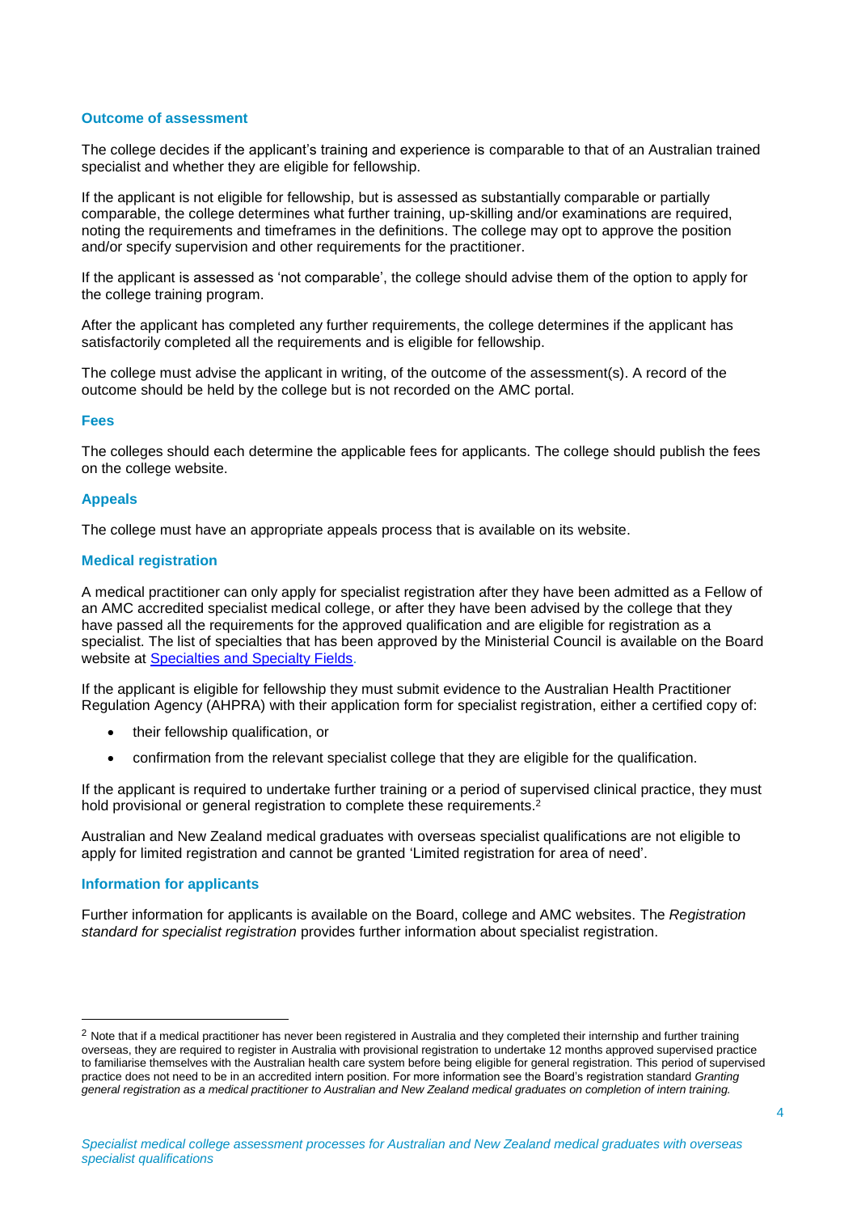### Outcome of assessment

The college decides if the applicant's training and experience is comparable to that of an Australian trained specialist and whether they are eligible for fellowship.

If the applicant is not eligible for fellowship, but is assessed as substantially comparable or partially comparable, the college determines what further training, up-skilling and/or examinations are required, noting the requirements and timeframes in the definitions. The college may opt to approve the position and/or specify supervision and other requirements for the practitioner.

If the applicant is assessed as 'not comparable', the college should advise them of the option to apply for the college training program.

After the applicant has completed any further requirements, the college determines if the applicant has satisfactorily completed all the requirements and is eligible for fellowship.

The college must advise the applicant in writing, of the outcome of the assessment(s). A record of the outcome should be held by the college but is not recorded on the AMC portal.

### Fees

The colleges should each determine the applicable fees for applicants. The college should publish the fees on the college website.

### Appeals

The college must have an appropriate appeals process that is available on its website.

### Medical registration

A medical practitioner can only apply for specialist registration after they have been admitted as a Fellow of an AMC accredited specialist medical college, or after they have been advised by the college that they have passed all the requirements for the approved qualification and are eligible for registration as a specialist. The list of specialties that has been approved by the Ministerial Council is available on the Board website at Specialties and Specialty Fields.

If the applicant is eligible for fellowship they must submit evidence to the Australian Health Practitioner Regulation Agency (AHPRA) with their application form for specialist registration, either a certified copy of:

- their fellowship qualification, or
- confirmation from the relevant specialist college that they are eligible for the qualification.

If the applicant is required to undertake further training or a period of supervised clinical practice, they must hold provisional or general registration to complete these requirements.[2]

Australian and New Zealand medical graduates with overseas specialist qualifications are not eligible to apply for limited registration and cannot be granted 'Limited registration for area of need'.

### Information for applicants

Further information for applicants is available on the Board, college and AMC websites. The *Registration standard for specialist registration* provides further information about specialist registration.

---

[2] Note that if a medical practitioner has never been registered in Australia and they completed their internship and further training overseas, they are required to register in Australia with provisional registration to undertake 12 months approved supervised practice to familiarise themselves with the Australian health care system before being eligible for general registration. This period of supervised practice does not need to be in an accredited intern position. For more information see the Board's registration standard *Granting general registration as a medical practitioner to Australian and New Zealand medical graduates on completion of intern training.*